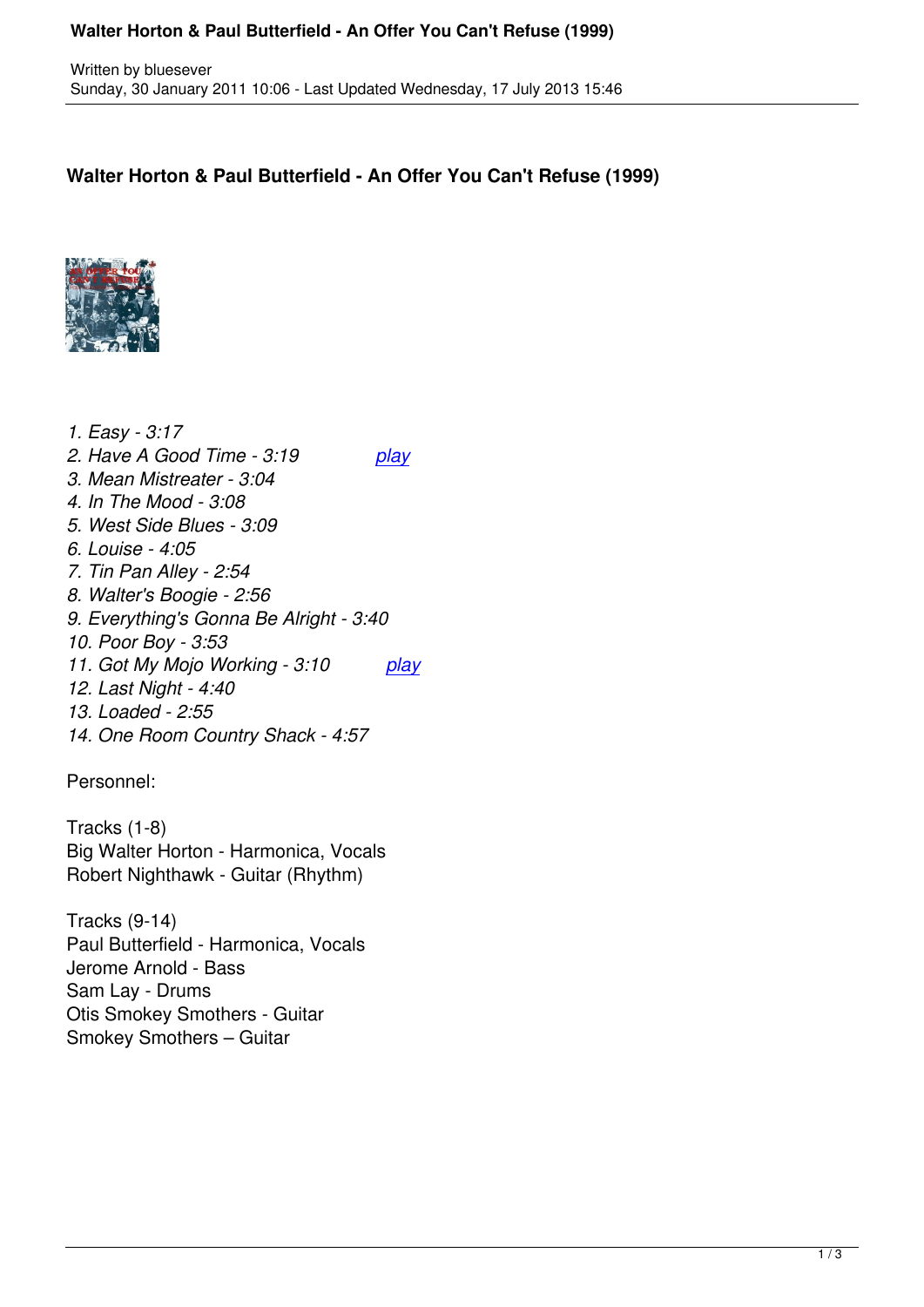Written by bluesever
Sunday, 30 January 2011 10:06 - Last Updated Wednesday, 17 July 2013 15:46

## Walter Horton & Paul Butterfield - An Offer You Can't Refuse (1999)

*1. Easy - 3:17*
*2. Have A Good Time - 3:19* [play]
*3. Mean Mistreater - 3:04*
*4. In The Mood - 3:08*
*5. West Side Blues - 3:09*
*6. Louise - 4:05*
*7. Tin Pan Alley - 2:54*
*8. Walter's Boogie - 2:56*
*9. Everything's Gonna Be Alright - 3:40*
*10. Poor Boy - 3:53*
*11. Got My Mojo Working - 3:10* [play]
*12. Last Night - 4:40*
*13. Loaded - 2:55*
*14. One Room Country Shack - 4:57*

Personnel:

Tracks (1-8)
Big Walter Horton - Harmonica, Vocals
Robert Nighthawk - Guitar (Rhythm)

Tracks (9-14)
Paul Butterfield - Harmonica, Vocals
Jerome Arnold - Bass
Sam Lay - Drums
Otis Smokey Smothers - Guitar
Smokey Smothers – Guitar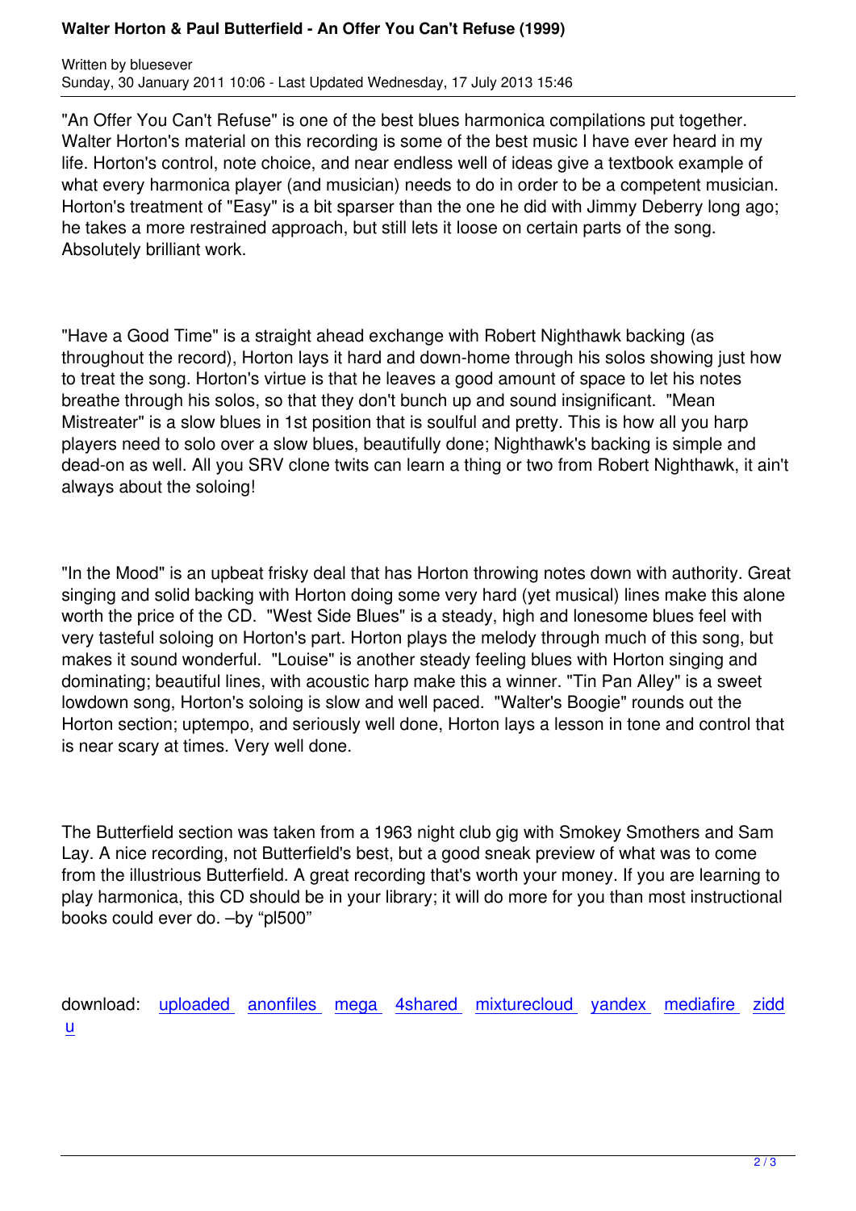"An Offer You Can't Refuse" is one of the best blues harmonica compilations put together. Walter Horton's material on this recording is some of the best music I have ever heard in my life. Horton's control, note choice, and near endless well of ideas give a textbook example of what every harmonica player (and musician) needs to do in order to be a competent musician. Horton's treatment of "Easy" is a bit sparser than the one he did with Jimmy Deberry long ago; he takes a more restrained approach, but still lets it loose on certain parts of the song. Absolutely brilliant work.

"Have a Good Time" is a straight ahead exchange with Robert Nighthawk backing (as throughout the record), Horton lays it hard and down-home through his solos showing just how to treat the song. Horton's virtue is that he leaves a good amount of space to let his notes breathe through his solos, so that they don't bunch up and sound insignificant. "Mean Mistreater" is a slow blues in 1st position that is soulful and pretty. This is how all you harp players need to solo over a slow blues, beautifully done; Nighthawk's backing is simple and dead-on as well. All you SRV clone twits can learn a thing or two from Robert Nighthawk, it ain't always about the soloing!

"In the Mood" is an upbeat frisky deal that has Horton throwing notes down with authority. Great singing and solid backing with Horton doing some very hard (yet musical) lines make this alone worth the price of the CD. "West Side Blues" is a steady, high and lonesome blues feel with very tasteful soloing on Horton's part. Horton plays the melody through much of this song, but makes it sound wonderful. "Louise" is another steady feeling blues with Horton singing and dominating; beautiful lines, with acoustic harp make this a winner. "Tin Pan Alley" is a sweet lowdown song, Horton's soloing is slow and well paced. "Walter's Boogie" rounds out the Horton section; uptempo, and seriously well done, Horton lays a lesson in tone and control that is near scary at times. Very well done.

The Butterfield section was taken from a 1963 night club gig with Smokey Smothers and Sam Lay. A nice recording, not Butterfield's best, but a good sneak preview of what was to come from the illustrious Butterfield. A great recording that's worth your money. If you are learning to play harmonica, this CD should be in your library; it will do more for you than most instructional books could ever do. –by "pl500"

download: uploaded anonfiles mega 4shared mixturecloud yandex mediafire ziddu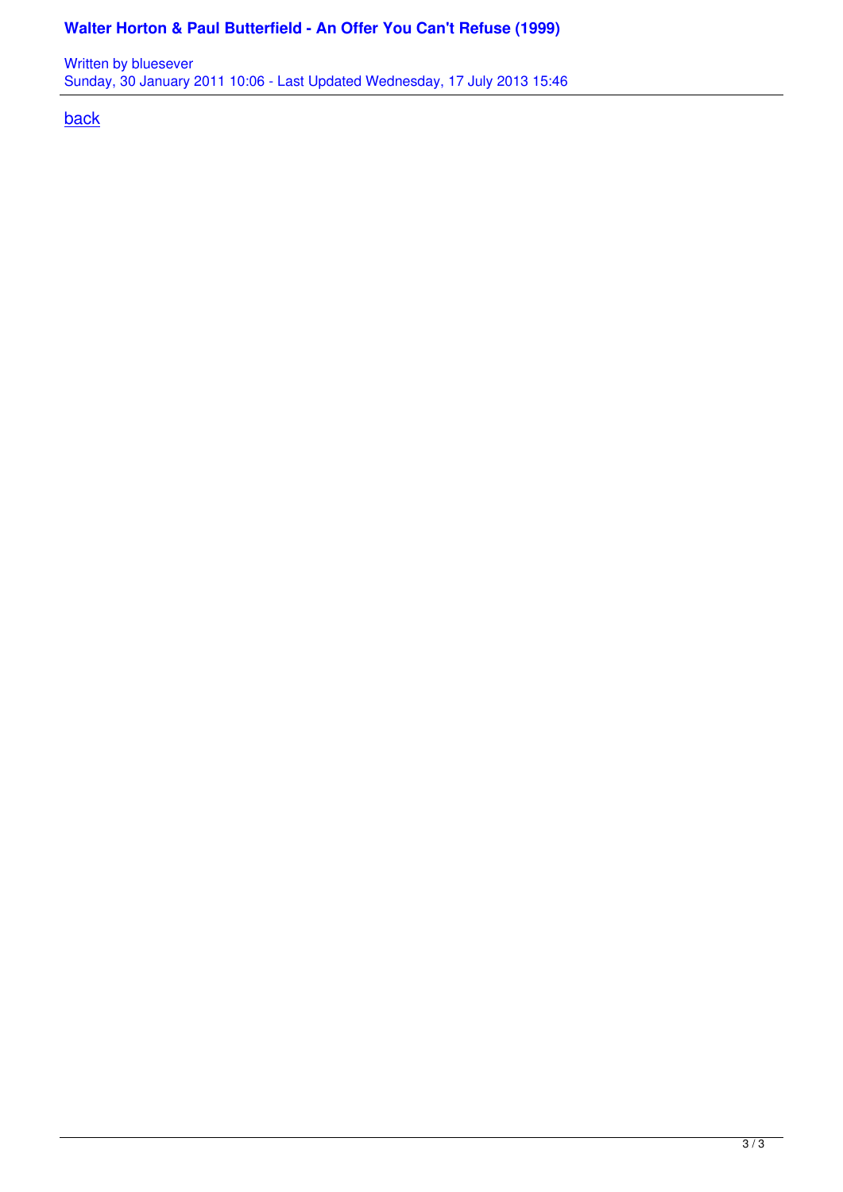back